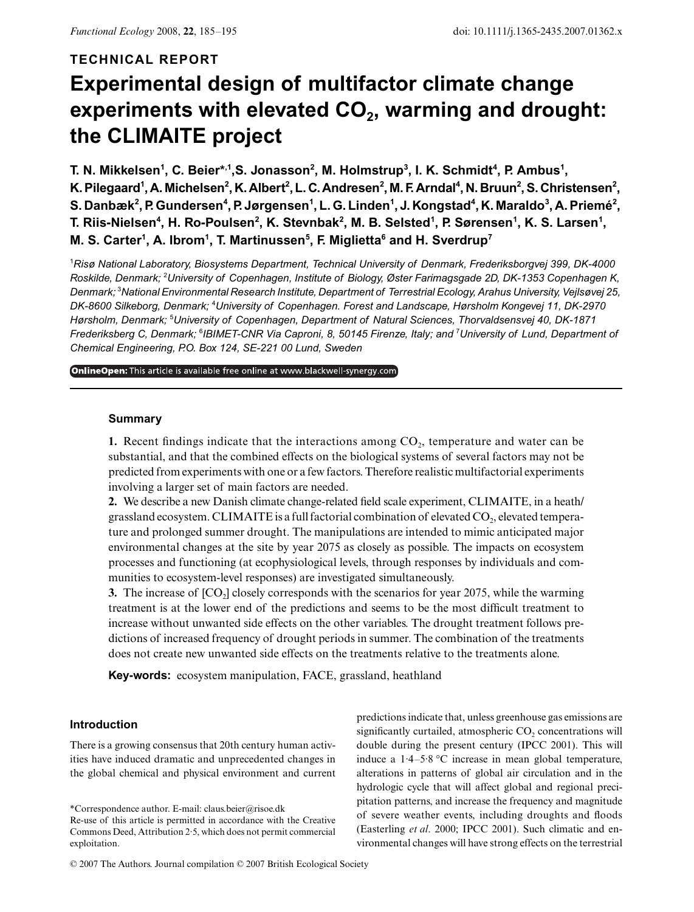TECHNICAL REPORT

# Experimental design of multifactor climate change experiments with elevated $CO_2$, warming and drought: the CLIMAITE project

**T. N. Mikkelsen[1], C. Beier*[,1], S. Jonasson[2], M. Holmstrup[3], I. K. Schmidt[4], P. Ambus[1], K. Pilegaard[1], A. Michelsen[2], K. Albert[2], L. C. Andresen[2], M. F. Arndal[4], N. Bruun[2], S. Christensen[2], S. Danbæk[2], P. Gundersen[4], P. Jørgensen[1], L. G. Linden[1], J. Kongstad[4], K. Maraldo[3], A. Priemé[2], T. Riis-Nielsen[4], H. Ro-Poulsen[2], K. Stevnbak[2], M. B. Selsted[1], P. Sørensen[1], K. S. Larsen[1], M. S. Carter[1], A. Ibrom[1], T. Martinussen[5], F. Miglietta[6] and H. Sverdrup[7]**

*[1]Risø National Laboratory, Biosystems Department, Technical University of Denmark, Frederiksborgvej 399, DK-4000 Roskilde, Denmark; [2]University of Copenhagen, Institute of Biology, Øster Farimagsgade 2D, DK-1353 Copenhagen K, Denmark; [3]National Environmental Research Institute, Department of Terrestrial Ecology, Arahus University, Vejlsøvej 25, DK-8600 Silkeborg, Denmark; [4]University of Copenhagen. Forest and Landscape, Hørsholm Kongevej 11, DK-2970 Hørsholm, Denmark; [5]University of Copenhagen, Department of Natural Sciences, Thorvaldsensvej 40, DK-1871 Frederiksberg C, Denmark; [6]IBIMET-CNR Via Caproni, 8, 50145 Firenze, Italy; and [7]University of Lund, Department of Chemical Engineering, P.O. Box 124, SE-221 00 Lund, Sweden*

OnlineOpen: This article is available free online at www.blackwell-synergy.com

## Summary

**1.** Recent findings indicate that the interactions among $CO_2$, temperature and water can be substantial, and that the combined effects on the biological systems of several factors may not be predicted from experiments with one or a few factors. Therefore realistic multifactorial experiments involving a larger set of main factors are needed.

**2.** We describe a new Danish climate change-related field scale experiment, CLIMAITE, in a heath/grassland ecosystem. CLIMAITE is a full factorial combination of elevated $CO_2$, elevated temperature and prolonged summer drought. The manipulations are intended to mimic anticipated major environmental changes at the site by year 2075 as closely as possible. The impacts on ecosystem processes and functioning (at ecophysiological levels, through responses by individuals and communities to ecosystem-level responses) are investigated simultaneously.

**3.** The increase of $[CO_2]$ closely corresponds with the scenarios for year 2075, while the warming treatment is at the lower end of the predictions and seems to be the most difficult treatment to increase without unwanted side effects on the other variables. The drought treatment follows predictions of increased frequency of drought periods in summer. The combination of the treatments does not create new unwanted side effects on the treatments relative to the treatments alone.

**Key-words:** ecosystem manipulation, FACE, grassland, heathland

## Introduction

There is a growing consensus that 20th century human activities have induced dramatic and unprecedented changes in the global chemical and physical environment and current predictions indicate that, unless greenhouse gas emissions are significantly curtailed, atmospheric $CO_2$ concentrations will double during the present century (IPCC 2001). This will induce a 1·4–5·8 °C increase in mean global temperature, alterations in patterns of global air circulation and in the hydrologic cycle that will affect global and regional precipitation patterns, and increase the frequency and magnitude of severe weather events, including droughts and floods (Easterling *et al*. 2000; IPCC 2001). Such climatic and environmental changes will have strong effects on the terrestrial

*Correspondence author. E-mail: claus.beier@risoe.dk

Re-use of this article is permitted in accordance with the Creative Commons Deed, Attribution 2·5, which does not permit commercial exploitation.

© 2007 The Authors. Journal compilation © 2007 British Ecological Society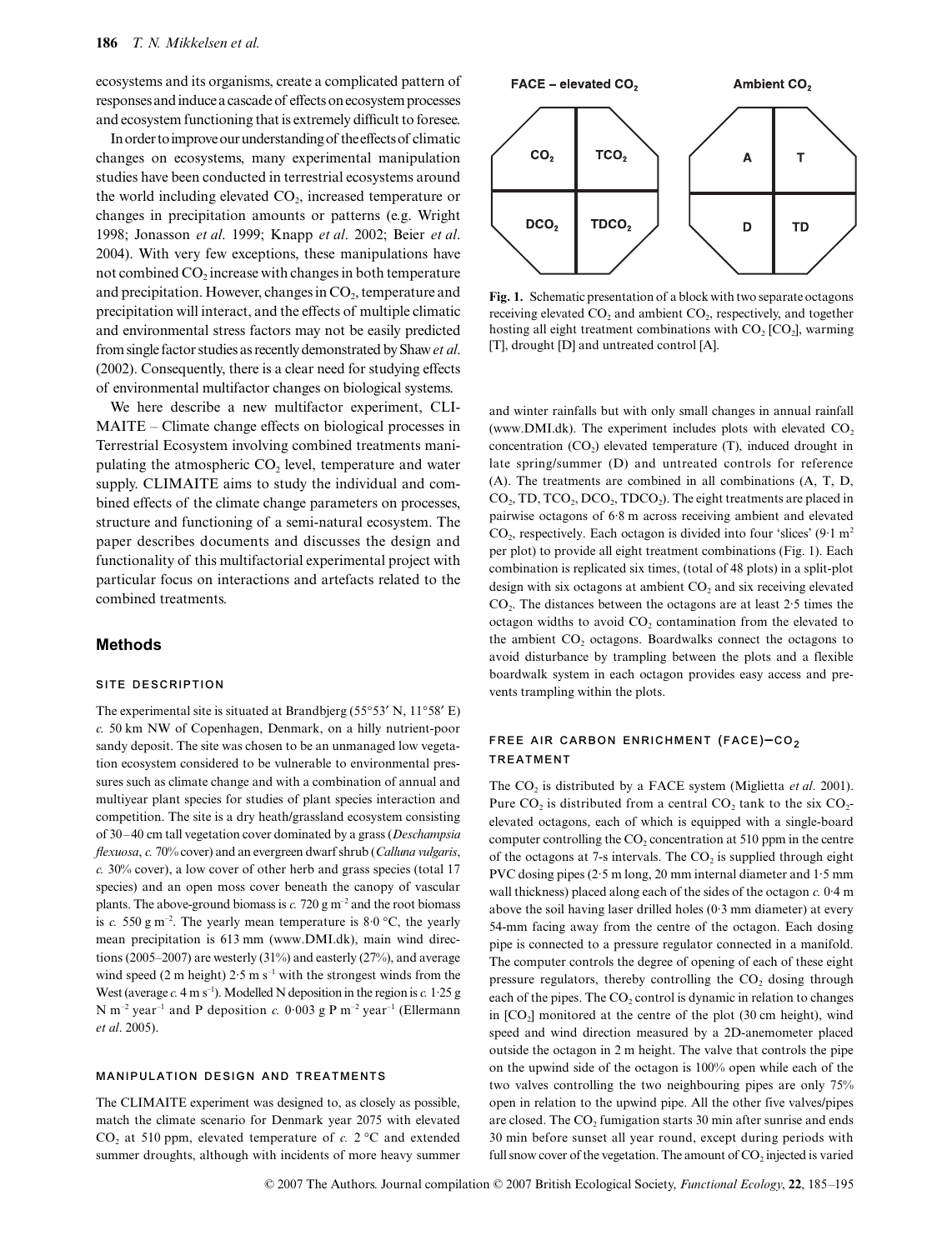ecosystems and its organisms, create a complicated pattern of responses and induce a cascade of effects on ecosystem processes and ecosystem functioning that is extremely difficult to foresee.

In order to improve our understanding of the effects of climatic changes on ecosystems, many experimental manipulation studies have been conducted in terrestrial ecosystems around the world including elevated $CO_2$, increased temperature or changes in precipitation amounts or patterns (e.g. Wright 1998; Jonasson *et al*. 1999; Knapp *et al*. 2002; Beier *et al*. 2004). With very few exceptions, these manipulations have not combined $CO_2$ increase with changes in both temperature and precipitation. However, changes in $CO_2$, temperature and precipitation will interact, and the effects of multiple climatic and environmental stress factors may not be easily predicted from single factor studies as recently demonstrated by Shaw *et al*. (2002). Consequently, there is a clear need for studying effects of environmental multifactor changes on biological systems.

We here describe a new multifactor experiment, CLIMAITE – Climate change effects on biological processes in Terrestrial Ecosystem involving combined treatments manipulating the atmospheric $CO_2$ level, temperature and water supply. CLIMAITE aims to study the individual and combined effects of the climate change parameters on processes, structure and functioning of a semi-natural ecosystem. The paper describes documents and discusses the design and functionality of this multifactorial experimental project with particular focus on interactions and artefacts related to the combined treatments.

## Methods

### SITE DESCRIPTION

The experimental site is situated at Brandbjerg (55°53′ N, 11°58′ E) *c.* 50 km NW of Copenhagen, Denmark, on a hilly nutrient-poor sandy deposit. The site was chosen to be an unmanaged low vegetation ecosystem considered to be vulnerable to environmental pressures such as climate change and with a combination of annual and multiyear plant species for studies of plant species interaction and competition. The site is a dry heath/grassland ecosystem consisting of 30–40 cm tall vegetation cover dominated by a grass (*Deschampsia flexuosa*, *c.* 70% cover) and an evergreen dwarf shrub (*Calluna vulgaris*, *c.* 30% cover), a low cover of other herb and grass species (total 17 species) and an open moss cover beneath the canopy of vascular plants. The above-ground biomass is *c.* 720 g $m^{-2}$ and the root biomass is *c.* 550 g $m^{-2}$. The yearly mean temperature is 8·0 °C, the yearly mean precipitation is 613 mm (www.DMI.dk), main wind directions (2005–2007) are westerly (31%) and easterly (27%), and average wind speed (2 m height) 2·5 m $s^{-1}$ with the strongest winds from the West (average *c.* 4 m $s^{-1}$). Modelled N deposition in the region is *c.* 1·25 g N $m^{-2}$ $year^{-1}$ and P deposition *c.* 0·003 g P $m^{-2}$ $year^{-1}$ (Ellermann *et al*. 2005).

### MANIPULATION DESIGN AND TREATMENTS

The CLIMAITE experiment was designed to, as closely as possible, match the climate scenario for Denmark year 2075 with elevated $CO_2$ at 510 ppm, elevated temperature of *c.* 2 °C and extended summer droughts, although with incidents of more heavy summer and winter rainfalls but with only small changes in annual rainfall (www.DMI.dk). The experiment includes plots with elevated $CO_2$ concentration ($CO_2$) elevated temperature (T), induced drought in late spring/summer (D) and untreated controls for reference (A). The treatments are combined in all combinations (A, T, D, $CO_2$, TD, $TCO_2$, $DCO_2$, $TDCO_2$). The eight treatments are placed in pairwise octagons of 6·8 m across receiving ambient and elevated $CO_2$, respectively. Each octagon is divided into four 'slices' (9·1 $m^2$ per plot) to provide all eight treatment combinations (Fig. 1). Each combination is replicated six times, (total of 48 plots) in a split-plot design with six octagons at ambient $CO_2$ and six receiving elevated $CO_2$. The distances between the octagons are at least 2·5 times the octagon widths to avoid $CO_2$ contamination from the elevated to the ambient $CO_2$ octagons. Boardwalks connect the octagons to avoid disturbance by trampling between the plots and a flexible boardwalk system in each octagon provides easy access and prevents trampling within the plots.

FACE – elevated $CO_2$ | Ambient $CO_2$

$CO_2$ | $TCO_2$ | A | T

$DCO_2$ | $TDCO_2$ | D | TD

**Fig. 1.** Schematic presentation of a block with two separate octagons receiving elevated $CO_2$ and ambient $CO_2$, respectively, and together hosting all eight treatment combinations with $CO_2$ [$CO_2$], warming [T], drought [D] and untreated control [A].

### FREE AIR CARBON ENRICHMENT (FACE)–$CO_2$ TREATMENT

The $CO_2$ is distributed by a FACE system (Miglietta *et al*. 2001). Pure $CO_2$ is distributed from a central $CO_2$ tank to the six $CO_2$-elevated octagons, each of which is equipped with a single-board computer controlling the $CO_2$ concentration at 510 ppm in the centre of the octagons at 7-s intervals. The $CO_2$ is supplied through eight PVC dosing pipes (2·5 m long, 20 mm internal diameter and 1·5 mm wall thickness) placed along each of the sides of the octagon *c.* 0·4 m above the soil having laser drilled holes (0·3 mm diameter) at every 54-mm facing away from the centre of the octagon. Each dosing pipe is connected to a pressure regulator connected in a manifold. The computer controls the degree of opening of each of these eight pressure regulators, thereby controlling the $CO_2$ dosing through each of the pipes. The $CO_2$ control is dynamic in relation to changes in [$CO_2$] monitored at the centre of the plot (30 cm height), wind speed and wind direction measured by a 2D-anemometer placed outside the octagon in 2 m height. The valve that controls the pipe on the upwind side of the octagon is 100% open while each of the two valves controlling the two neighbouring pipes are only 75% open in relation to the upwind pipe. All the other five valves/pipes are closed. The $CO_2$ fumigation starts 30 min after sunrise and ends 30 min before sunset all year round, except during periods with full snow cover of the vegetation. The amount of $CO_2$ injected is varied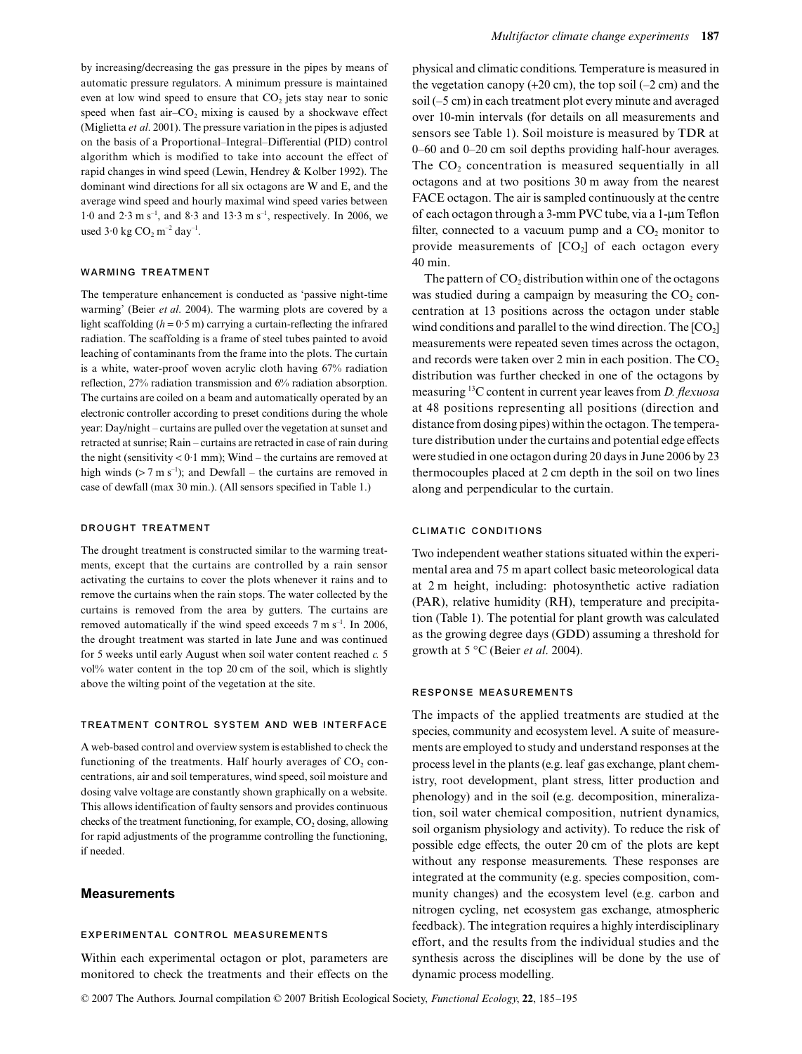by increasing/decreasing the gas pressure in the pipes by means of automatic pressure regulators. A minimum pressure is maintained even at low wind speed to ensure that $CO_2$ jets stay near to sonic speed when fast air–$CO_2$ mixing is caused by a shockwave effect (Miglietta *et al*. 2001). The pressure variation in the pipes is adjusted on the basis of a Proportional–Integral–Differential (PID) control algorithm which is modified to take into account the effect of rapid changes in wind speed (Lewin, Hendrey & Kolber 1992). The dominant wind directions for all six octagons are W and E, and the average wind speed and hourly maximal wind speed varies between 1·0 and 2·3 m $s^{-1}$, and 8·3 and 13·3 m $s^{-1}$, respectively. In 2006, we used 3·0 kg $CO_2$ $m^{-2}$ $day^{-1}$.

### WARMING TREATMENT

The temperature enhancement is conducted as 'passive night-time warming' (Beier *et al*. 2004). The warming plots are covered by a light scaffolding ($h$ = 0·5 m) carrying a curtain-reflecting the infrared radiation. The scaffolding is a frame of steel tubes painted to avoid leaching of contaminants from the frame into the plots. The curtain is a white, water-proof woven acrylic cloth having 67% radiation reflection, 27% radiation transmission and 6% radiation absorption. The curtains are coiled on a beam and automatically operated by an electronic controller according to preset conditions during the whole year: Day/night – curtains are pulled over the vegetation at sunset and retracted at sunrise; Rain – curtains are retracted in case of rain during the night (sensitivity < 0·1 mm); Wind – the curtains are removed at high winds (> 7 m $s^{-1}$); and Dewfall – the curtains are removed in case of dewfall (max 30 min.). (All sensors specified in Table 1.)

### DROUGHT TREATMENT

The drought treatment is constructed similar to the warming treatments, except that the curtains are controlled by a rain sensor activating the curtains to cover the plots whenever it rains and to remove the curtains when the rain stops. The water collected by the curtains is removed from the area by gutters. The curtains are removed automatically if the wind speed exceeds 7 m $s^{-1}$. In 2006, the drought treatment was started in late June and was continued for 5 weeks until early August when soil water content reached *c.* 5 vol% water content in the top 20 cm of the soil, which is slightly above the wilting point of the vegetation at the site.

### TREATMENT CONTROL SYSTEM AND WEB INTERFACE

A web-based control and overview system is established to check the functioning of the treatments. Half hourly averages of $CO_2$ concentrations, air and soil temperatures, wind speed, soil moisture and dosing valve voltage are constantly shown graphically on a website. This allows identification of faulty sensors and provides continuous checks of the treatment functioning, for example, $CO_2$ dosing, allowing for rapid adjustments of the programme controlling the functioning, if needed.

## Measurements

### EXPERIMENTAL CONTROL MEASUREMENTS

Within each experimental octagon or plot, parameters are monitored to check the treatments and their effects on the physical and climatic conditions. Temperature is measured in the vegetation canopy (+20 cm), the top soil (–2 cm) and the soil (–5 cm) in each treatment plot every minute and averaged over 10-min intervals (for details on all measurements and sensors see Table 1). Soil moisture is measured by TDR at 0–60 and 0–20 cm soil depths providing half-hour averages. The $CO_2$ concentration is measured sequentially in all octagons and at two positions 30 m away from the nearest FACE octagon. The air is sampled continuously at the centre of each octagon through a 3-mm PVC tube, via a 1-μm Teflon filter, connected to a vacuum pump and a $CO_2$ monitor to provide measurements of [$CO_2$] of each octagon every 40 min.

The pattern of $CO_2$ distribution within one of the octagons was studied during a campaign by measuring the $CO_2$ concentration at 13 positions across the octagon under stable wind conditions and parallel to the wind direction. The [$CO_2$] measurements were repeated seven times across the octagon, and records were taken over 2 min in each position. The $CO_2$ distribution was further checked in one of the octagons by measuring $^{13}C$ content in current year leaves from *D. flexuosa* at 48 positions representing all positions (direction and distance from dosing pipes) within the octagon. The temperature distribution under the curtains and potential edge effects were studied in one octagon during 20 days in June 2006 by 23 thermocouples placed at 2 cm depth in the soil on two lines along and perpendicular to the curtain.

### CLIMATIC CONDITIONS

Two independent weather stations situated within the experimental area and 75 m apart collect basic meteorological data at 2 m height, including: photosynthetic active radiation (PAR), relative humidity (RH), temperature and precipitation (Table 1). The potential for plant growth was calculated as the growing degree days (GDD) assuming a threshold for growth at 5 °C (Beier *et al*. 2004).

### RESPONSE MEASUREMENTS

The impacts of the applied treatments are studied at the species, community and ecosystem level. A suite of measurements are employed to study and understand responses at the process level in the plants (e.g. leaf gas exchange, plant chemistry, root development, plant stress, litter production and phenology) and in the soil (e.g. decomposition, mineralization, soil water chemical composition, nutrient dynamics, soil organism physiology and activity). To reduce the risk of possible edge effects, the outer 20 cm of the plots are kept without any response measurements. These responses are integrated at the community (e.g. species composition, community changes) and the ecosystem level (e.g. carbon and nitrogen cycling, net ecosystem gas exchange, atmospheric feedback). The integration requires a highly interdisciplinary effort, and the results from the individual studies and the synthesis across the disciplines will be done by the use of dynamic process modelling.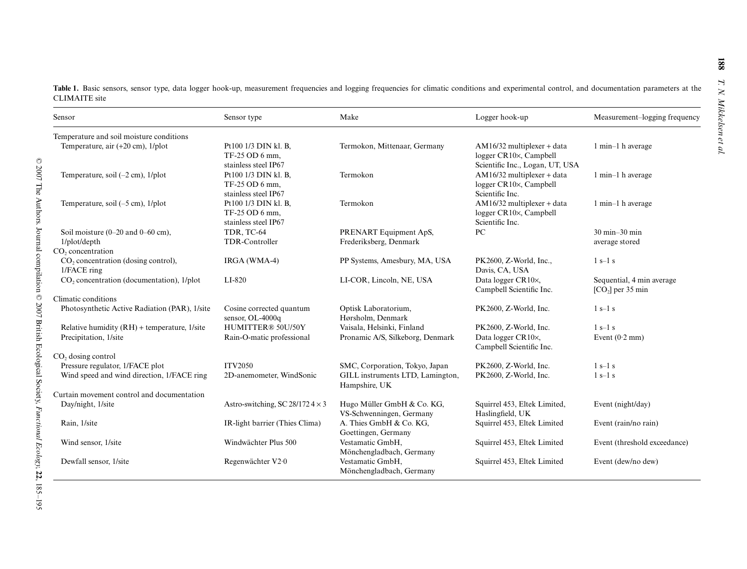**Table 1.** Basic sensors, sensor type, data logger hook-up, measurement frequencies and logging frequencies for climatic conditions and experimental control, and documentation parameters at the CLIMAITE site

| Sensor | Sensor type | Make | Logger hook-up | Measurement–logging frequency |
|---|---|---|---|---|
| Temperature and soil moisture conditions | | | | |
| Temperature, air (+20 cm), 1/plot | Pt100 1/3 DIN kl. B, TF-25 OD 6 mm, stainless steel IP67 | Termokon, Mittenaar, Germany | AM16/32 multiplexer + data logger CR10×, Campbell Scientific Inc., Logan, UT, USA | 1 min–1 h average |
| Temperature, soil (–2 cm), 1/plot | Pt100 1/3 DIN kl. B, TF-25 OD 6 mm, stainless steel IP67 | Termokon | AM16/32 multiplexer + data logger CR10×, Campbell Scientific Inc. | 1 min–1 h average |
| Temperature, soil (–5 cm), 1/plot | Pt100 1/3 DIN kl. B, TF-25 OD 6 mm, stainless steel IP67 | Termokon | AM16/32 multiplexer + data logger CR10×, Campbell Scientific Inc. | 1 min–1 h average |
| Soil moisture (0–20 and 0–60 cm), 1/plot/depth | TDR, TC-64 TDR-Controller | PRENART Equipment ApS, Frederiksberg, Denmark | PC | 30 min–30 min average stored |
| $CO_2$ concentration | | | | |
| $CO_2$ concentration (dosing control), 1/FACE ring | IRGA (WMA-4) | PP Systems, Amesbury, MA, USA | PK2600, Z-World, Inc., Davis, CA, USA | 1 s–1 s |
| $CO_2$ concentration (documentation), 1/plot | LI-820 | LI-COR, Lincoln, NE, USA | Data logger CR10×, Campbell Scientific Inc. | Sequential, 4 min average [$CO_2$] per 35 min |
| Climatic conditions | | | | |
| Photosynthetic Active Radiation (PAR), 1/site | Cosine corrected quantum sensor, OL-4000q | Optisk Laboratorium, Hørsholm, Denmark | PK2600, Z-World, Inc. | 1 s–1 s |
| Relative humidity (RH) + temperature, 1/site | HUMITTER® 50U/50Y | Vaisala, Helsinki, Finland | PK2600, Z-World, Inc. | 1 s–1 s |
| Precipitation, 1/site | Rain-O-matic professional | Pronamic A/S, Silkeborg, Denmark | Data logger CR10×, Campbell Scientific Inc. | Event (0·2 mm) |
| $CO_2$ dosing control | | | | |
| Pressure regulator, 1/FACE plot | ITV2050 | SMC, Corporation, Tokyo, Japan | PK2600, Z-World, Inc. | 1 s–1 s |
| Wind speed and wind direction, 1/FACE ring | 2D-anemometer, WindSonic | GILL instruments LTD, Lamington, Hampshire, UK | PK2600, Z-World, Inc. | 1 s–1 s |
| Curtain movement control and documentation | | | | |
| Day/night, 1/site | Astro-switching, SC 28/172 4 × 3 | Hugo Müller GmbH & Co. KG, VS-Schwenningen, Germany | Squirrel 453, Eltek Limited, Haslingfield, UK | Event (night/day) |
| Rain, 1/site | IR-light barrier (Thies Clima) | A. Thies GmbH & Co. KG, Goettingen, Germany | Squirrel 453, Eltek Limited | Event (rain/no rain) |
| Wind sensor, 1/site | Windwächter Plus 500 | Vestamatic GmbH, Mönchengladbach, Germany | Squirrel 453, Eltek Limited | Event (threshold exceedance) |
| Dewfall sensor, 1/site | Regenwächter V2·0 | Vestamatic GmbH, Mönchengladbach, Germany | Squirrel 453, Eltek Limited | Event (dew/no dew) |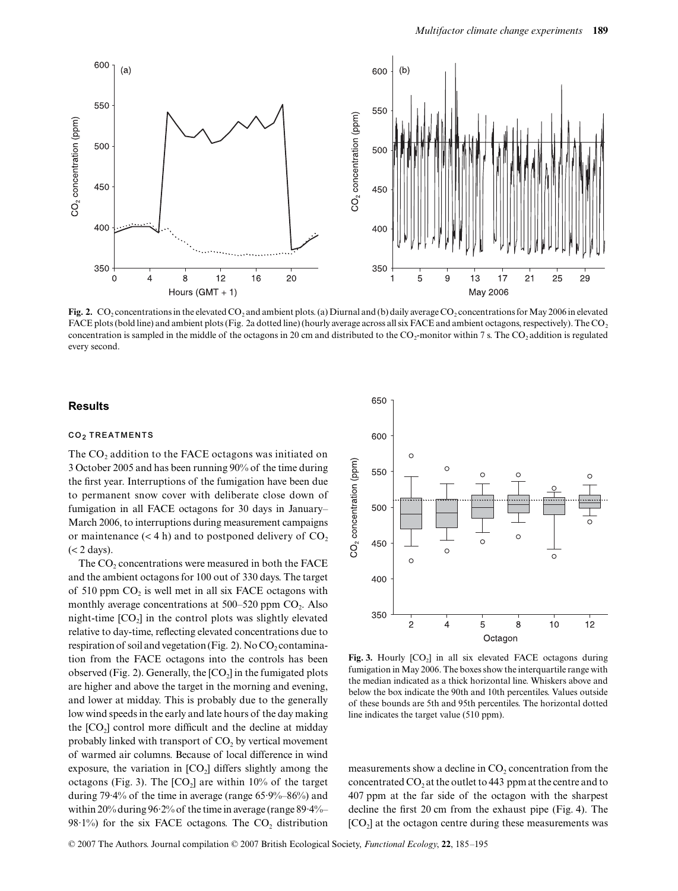**Fig. 2.** $CO_2$ concentrations in the elevated $CO_2$ and ambient plots. (a) Diurnal and (b) daily average $CO_2$ concentrations for May 2006 in elevated FACE plots (bold line) and ambient plots (Fig. 2a dotted line) (hourly average across all six FACE and ambient octagons, respectively). The $CO_2$ concentration is sampled in the middle of the octagons in 20 cm and distributed to the $CO_2$-monitor within 7 s. The $CO_2$ addition is regulated every second.

## Results

### $CO_2$ TREATMENTS

The $CO_2$ addition to the FACE octagons was initiated on 3 October 2005 and has been running 90% of the time during the first year. Interruptions of the fumigation have been due to permanent snow cover with deliberate close down of fumigation in all FACE octagons for 30 days in January–March 2006, to interruptions during measurement campaigns or maintenance (< 4 h) and to postponed delivery of $CO_2$ (< 2 days).

The $CO_2$ concentrations were measured in both the FACE and the ambient octagons for 100 out of 330 days. The target of 510 ppm $CO_2$ is well met in all six FACE octagons with monthly average concentrations at 500–520 ppm $CO_2$. Also night-time [$CO_2$] in the control plots was slightly elevated relative to day-time, reflecting elevated concentrations due to respiration of soil and vegetation (Fig. 2). No $CO_2$ contamination from the FACE octagons into the controls has been observed (Fig. 2). Generally, the [$CO_2$] in the fumigated plots are higher and above the target in the morning and evening, and lower at midday. This is probably due to the generally low wind speeds in the early and late hours of the day making the [$CO_2$] control more difficult and the decline at midday probably linked with transport of $CO_2$ by vertical movement of warmed air columns. Because of local difference in wind exposure, the variation in [$CO_2$] differs slightly among the octagons (Fig. 3). The [$CO_2$] are within 10% of the target during 79·4% of the time in average (range 65·9%–86%) and within 20% during 96·2% of the time in average (range 89·4%–98·1%) for the six FACE octagons. The $CO_2$ distribution measurements show a decline in $CO_2$ concentration from the concentrated $CO_2$ at the outlet to 443 ppm at the centre and to 407 ppm at the far side of the octagon with the sharpest decline the first 20 cm from the exhaust pipe (Fig. 4). The [$CO_2$] at the octagon centre during these measurements was

**Fig. 3.** Hourly [$CO_2$] in all six elevated FACE octagons during fumigation in May 2006. The boxes show the interquartile range with the median indicated as a thick horizontal line. Whiskers above and below the box indicate the 90th and 10th percentiles. Values outside of these bounds are 5th and 95th percentiles. The horizontal dotted line indicates the target value (510 ppm).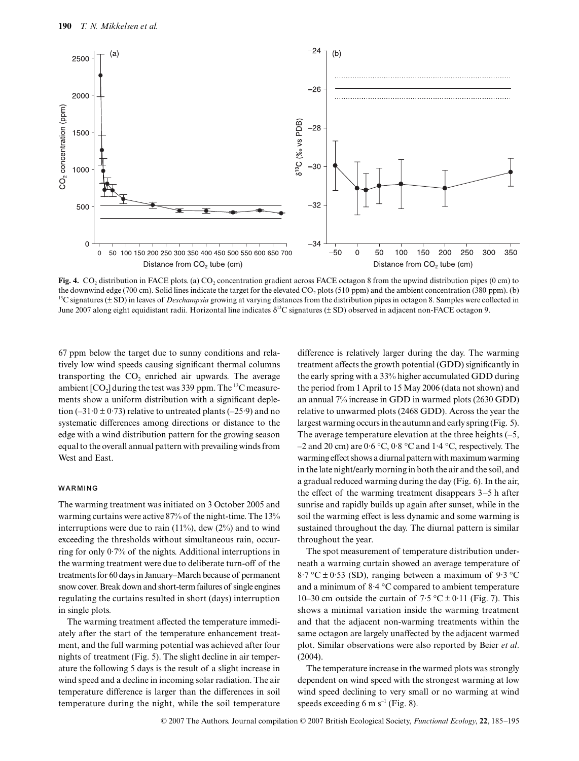**Fig. 4.** $CO_2$ distribution in FACE plots. (a) $CO_2$ concentration gradient across FACE octagon 8 from the upwind distribution pipes (0 cm) to the downwind edge (700 cm). Solid lines indicate the target for the elevated $CO_2$ plots (510 ppm) and the ambient concentration (380 ppm). (b) $^{13}C$ signatures (± SD) in leaves of *Deschampsia* growing at varying distances from the distribution pipes in octagon 8. Samples were collected in June 2007 along eight equidistant radii. Horizontal line indicates $\delta^{13}C$ signatures (± SD) observed in adjacent non-FACE octagon 9.

67 ppm below the target due to sunny conditions and relatively low wind speeds causing significant thermal columns transporting the $CO_2$ enriched air upwards. The average ambient $[CO_2]$ during the test was 339 ppm. The $^{13}C$ measurements show a uniform distribution with a significant depletion (–31·0 ± 0·73) relative to untreated plants (–25·9) and no systematic differences among directions or distance to the edge with a wind distribution pattern for the growing season equal to the overall annual pattern with prevailing winds from West and East.

### WARMING

The warming treatment was initiated on 3 October 2005 and warming curtains were active 87% of the night-time. The 13% interruptions were due to rain (11%), dew (2%) and to wind exceeding the thresholds without simultaneous rain, occurring for only 0·7% of the nights. Additional interruptions in the warming treatment were due to deliberate turn-off of the treatments for 60 days in January–March because of permanent snow cover. Break down and short-term failures of single engines regulating the curtains resulted in short (days) interruption in single plots.

The warming treatment affected the temperature immediately after the start of the temperature enhancement treatment, and the full warming potential was achieved after four nights of treatment (Fig. 5). The slight decline in air temperature the following 5 days is the result of a slight increase in wind speed and a decline in incoming solar radiation. The air temperature difference is larger than the differences in soil temperature during the night, while the soil temperature difference is relatively larger during the day. The warming treatment affects the growth potential (GDD) significantly in the early spring with a 33% higher accumulated GDD during the period from 1 April to 15 May 2006 (data not shown) and an annual 7% increase in GDD in warmed plots (2630 GDD) relative to unwarmed plots (2468 GDD). Across the year the largest warming occurs in the autumn and early spring (Fig. 5). The average temperature elevation at the three heights (–5, –2 and 20 cm) are 0·6 °C, 0·8 °C and 1·4 °C, respectively. The warming effect shows a diurnal pattern with maximum warming in the late night/early morning in both the air and the soil, and a gradual reduced warming during the day (Fig. 6). In the air, the effect of the warming treatment disappears 3–5 h after sunrise and rapidly builds up again after sunset, while in the soil the warming effect is less dynamic and some warming is sustained throughout the day. The diurnal pattern is similar throughout the year.

The spot measurement of temperature distribution underneath a warming curtain showed an average temperature of 8·7 °C ± 0·53 (SD), ranging between a maximum of 9·3 °C and a minimum of 8·4 °C compared to ambient temperature 10–30 cm outside the curtain of 7·5 °C ± 0·11 (Fig. 7). This shows a minimal variation inside the warming treatment and that the adjacent non-warming treatments within the same octagon are largely unaffected by the adjacent warmed plot. Similar observations were also reported by Beier *et al*. (2004).

The temperature increase in the warmed plots was strongly dependent on wind speed with the strongest warming at low wind speed declining to very small or no warming at wind speeds exceeding 6 m $s^{-1}$ (Fig. 8).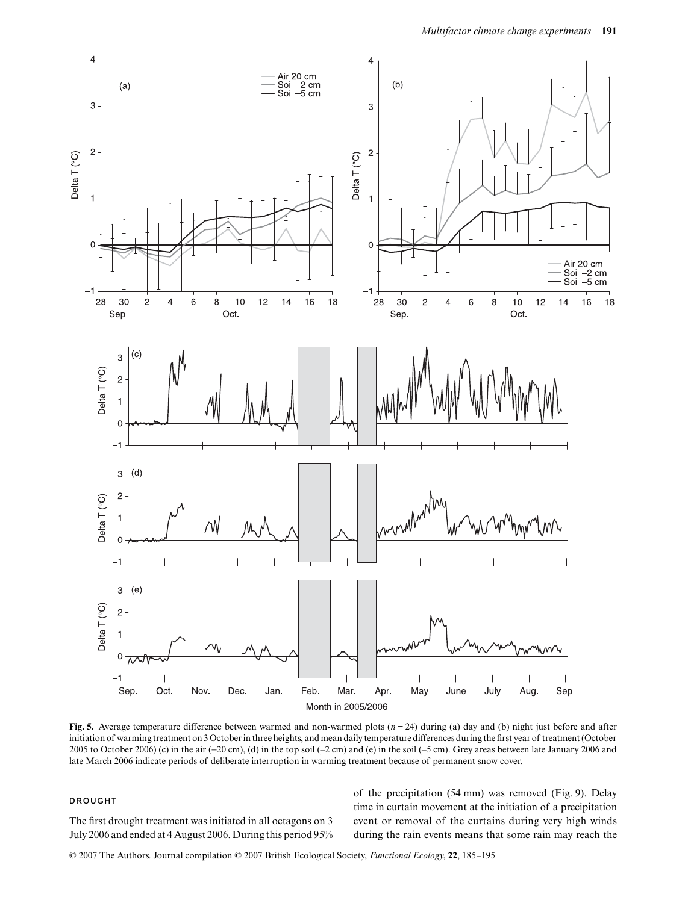**Fig. 5.** Average temperature difference between warmed and non-warmed plots ($n = 24$) during (a) day and (b) night just before and after initiation of warming treatment on 3 October in three heights, and mean daily temperature differences during the first year of treatment (October 2005 to October 2006) (c) in the air (+20 cm), (d) in the top soil (–2 cm) and (e) in the soil (–5 cm). Grey areas between late January 2006 and late March 2006 indicate periods of deliberate interruption in warming treatment because of permanent snow cover.

### DROUGHT

The first drought treatment was initiated in all octagons on 3 July 2006 and ended at 4 August 2006. During this period 95% of the precipitation (54 mm) was removed (Fig. 9). Delay time in curtain movement at the initiation of a precipitation event or removal of the curtains during very high winds during the rain events means that some rain may reach the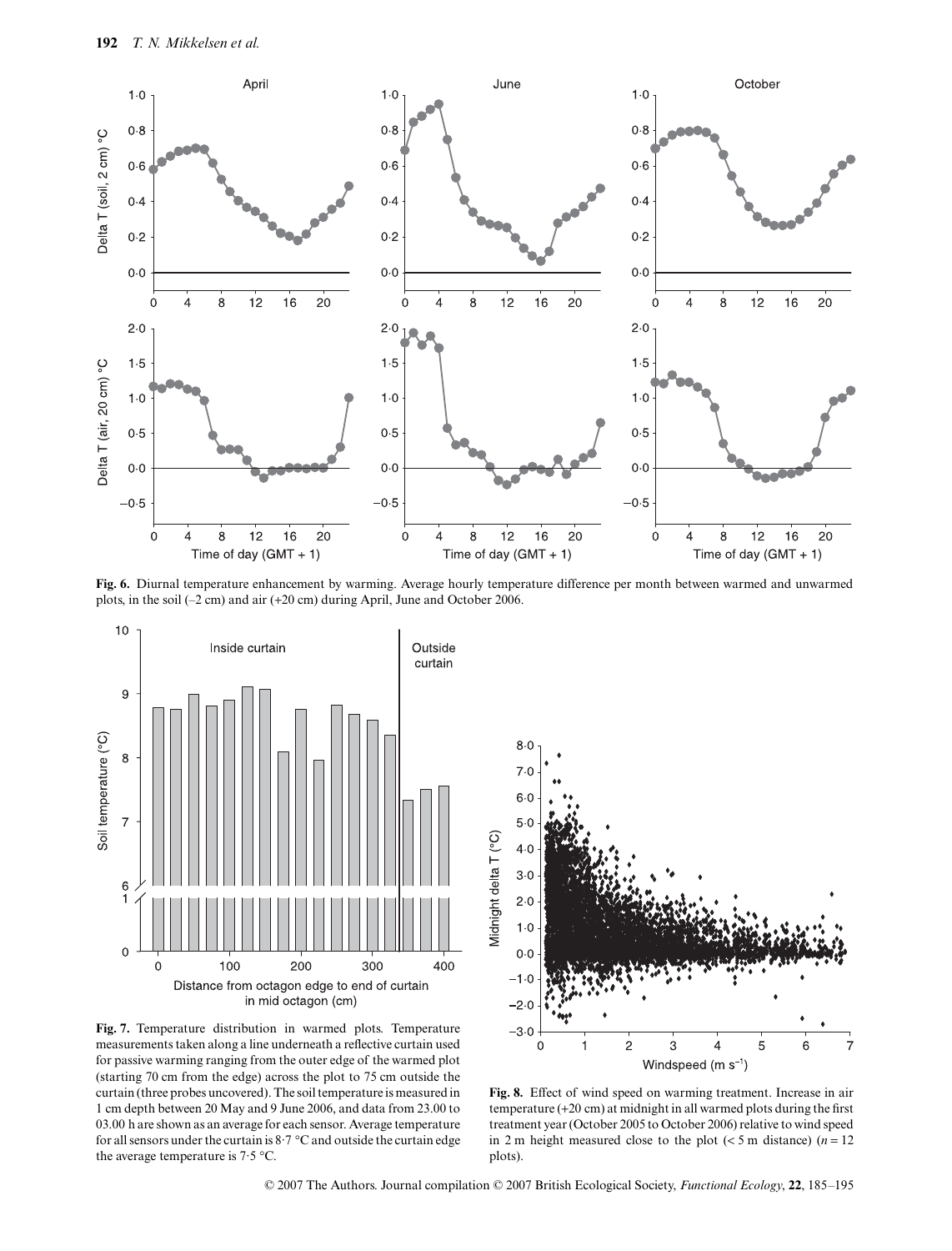**Fig. 6.** Diurnal temperature enhancement by warming. Average hourly temperature difference per month between warmed and unwarmed plots, in the soil (–2 cm) and air (+20 cm) during April, June and October 2006.

**Fig. 7.** Temperature distribution in warmed plots. Temperature measurements taken along a line underneath a reflective curtain used for passive warming ranging from the outer edge of the warmed plot (starting 70 cm from the edge) across the plot to 75 cm outside the curtain (three probes uncovered). The soil temperature is measured in 1 cm depth between 20 May and 9 June 2006, and data from 23.00 to 03.00 h are shown as an average for each sensor. Average temperature for all sensors under the curtain is 8·7 °C and outside the curtain edge the average temperature is 7·5 °C.

**Fig. 8.** Effect of wind speed on warming treatment. Increase in air temperature (+20 cm) at midnight in all warmed plots during the first treatment year (October 2005 to October 2006) relative to wind speed in 2 m height measured close to the plot (< 5 m distance) ($n = 12$ plots).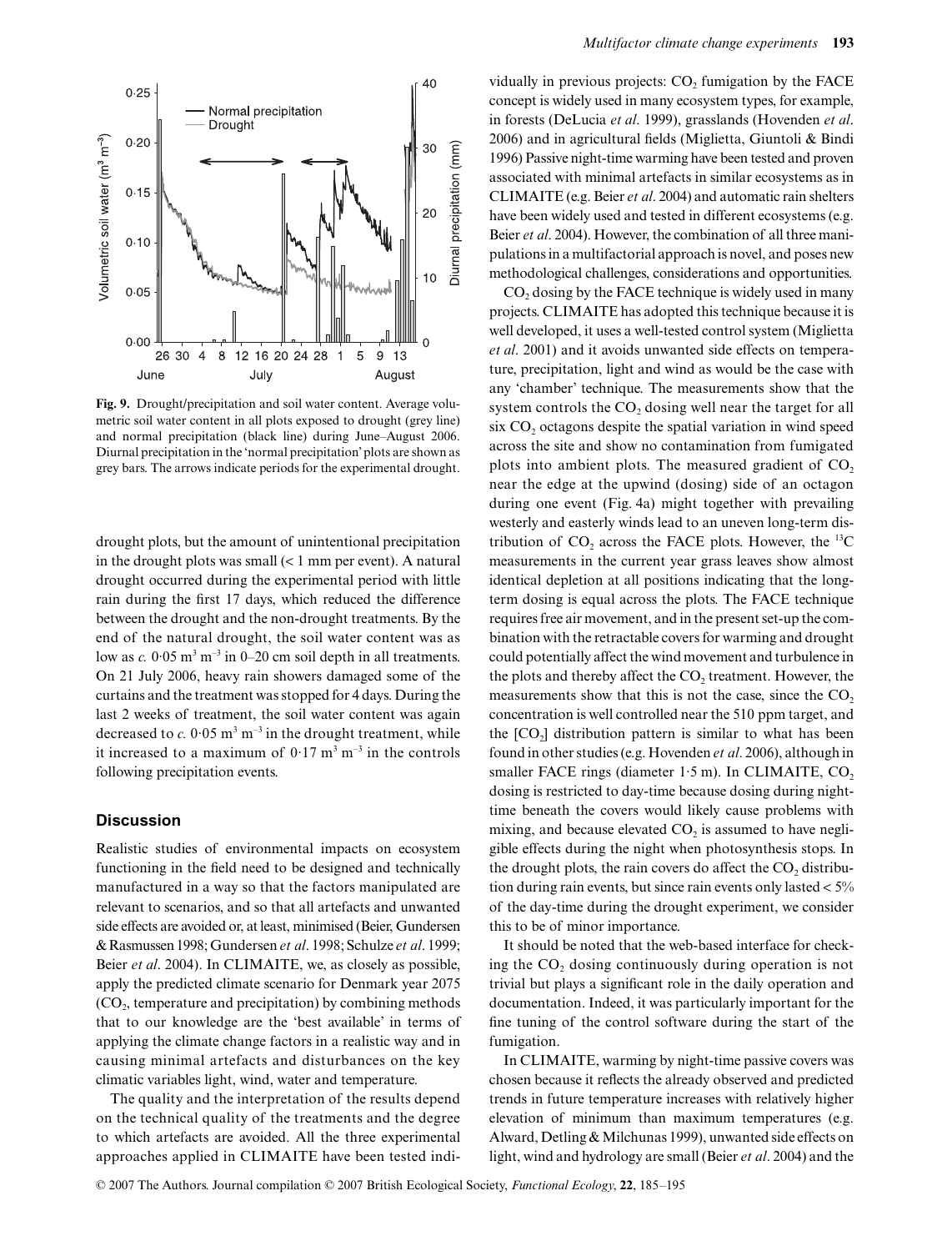**Fig. 9.** Drought/precipitation and soil water content. Average volumetric soil water content in all plots exposed to drought (grey line) and normal precipitation (black line) during June–August 2006. Diurnal precipitation in the 'normal precipitation' plots are shown as grey bars. The arrows indicate periods for the experimental drought.

drought plots, but the amount of unintentional precipitation in the drought plots was small (< 1 mm per event). A natural drought occurred during the experimental period with little rain during the first 17 days, which reduced the difference between the drought and the non-drought treatments. By the end of the natural drought, the soil water content was as low as *c.* 0·05 $m^3 m^{-3}$ in 0–20 cm soil depth in all treatments. On 21 July 2006, heavy rain showers damaged some of the curtains and the treatment was stopped for 4 days. During the last 2 weeks of treatment, the soil water content was again decreased to *c.* 0·05 $m^3 m^{-3}$ in the drought treatment, while it increased to a maximum of 0·17 $m^3 m^{-3}$ in the controls following precipitation events.

## Discussion

Realistic studies of environmental impacts on ecosystem functioning in the field need to be designed and technically manufactured in a way so that the factors manipulated are relevant to scenarios, and so that all artefacts and unwanted side effects are avoided or, at least, minimised (Beier, Gundersen & Rasmussen 1998; Gundersen *et al*. 1998; Schulze *et al*. 1999; Beier *et al*. 2004). In CLIMAITE, we, as closely as possible, apply the predicted climate scenario for Denmark year 2075 ($CO_2$, temperature and precipitation) by combining methods that to our knowledge are the 'best available' in terms of applying the climate change factors in a realistic way and in causing minimal artefacts and disturbances on the key climatic variables light, wind, water and temperature.

The quality and the interpretation of the results depend on the technical quality of the treatments and the degree to which artefacts are avoided. All the three experimental approaches applied in CLIMAITE have been tested individually in previous projects: $CO_2$ fumigation by the FACE concept is widely used in many ecosystem types, for example, in forests (DeLucia *et al*. 1999), grasslands (Hovenden *et al*. 2006) and in agricultural fields (Miglietta, Giuntoli & Bindi 1996) Passive night-time warming have been tested and proven associated with minimal artefacts in similar ecosystems as in CLIMAITE (e.g. Beier *et al*. 2004) and automatic rain shelters have been widely used and tested in different ecosystems (e.g. Beier *et al*. 2004). However, the combination of all three manipulations in a multifactorial approach is novel, and poses new methodological challenges, considerations and opportunities.

$CO_2$ dosing by the FACE technique is widely used in many projects. CLIMAITE has adopted this technique because it is well developed, it uses a well-tested control system (Miglietta *et al*. 2001) and it avoids unwanted side effects on temperature, precipitation, light and wind as would be the case with any 'chamber' technique. The measurements show that the system controls the $CO_2$ dosing well near the target for all six $CO_2$ octagons despite the spatial variation in wind speed across the site and show no contamination from fumigated plots into ambient plots. The measured gradient of $CO_2$ near the edge at the upwind (dosing) side of an octagon during one event (Fig. 4a) might together with prevailing westerly and easterly winds lead to an uneven long-term distribution of $CO_2$ across the FACE plots. However, the $^{13}C$ measurements in the current year grass leaves show almost identical depletion at all positions indicating that the long-term dosing is equal across the plots. The FACE technique requires free air movement, and in the present set-up the combination with the retractable covers for warming and drought could potentially affect the wind movement and turbulence in the plots and thereby affect the $CO_2$ treatment. However, the measurements show that this is not the case, since the $CO_2$ concentration is well controlled near the 510 ppm target, and the [$CO_2$] distribution pattern is similar to what has been found in other studies (e.g. Hovenden *et al*. 2006), although in smaller FACE rings (diameter 1·5 m). In CLIMAITE, $CO_2$ dosing is restricted to day-time because dosing during night-time beneath the covers would likely cause problems with mixing, and because elevated $CO_2$ is assumed to have negligible effects during the night when photosynthesis stops. In the drought plots, the rain covers do affect the $CO_2$ distribution during rain events, but since rain events only lasted < 5% of the day-time during the drought experiment, we consider this to be of minor importance.

It should be noted that the web-based interface for checking the $CO_2$ dosing continuously during operation is not trivial but plays a significant role in the daily operation and documentation. Indeed, it was particularly important for the fine tuning of the control software during the start of the fumigation.

In CLIMAITE, warming by night-time passive covers was chosen because it reflects the already observed and predicted trends in future temperature increases with relatively higher elevation of minimum than maximum temperatures (e.g. Alward, Detling & Milchunas 1999), unwanted side effects on light, wind and hydrology are small (Beier *et al*. 2004) and the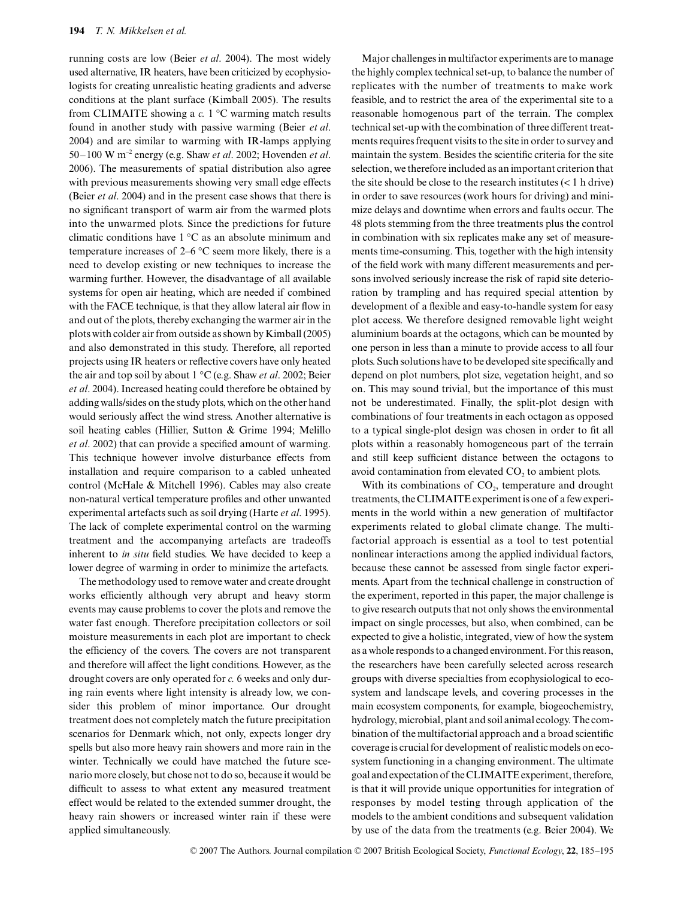running costs are low (Beier *et al*. 2004). The most widely used alternative, IR heaters, have been criticized by ecophysiologists for creating unrealistic heating gradients and adverse conditions at the plant surface (Kimball 2005). The results from CLIMAITE showing a *c.* 1 °C warming match results found in another study with passive warming (Beier *et al*. 2004) and are similar to warming with IR-lamps applying 50–100 W $m^{-2}$ energy (e.g. Shaw *et al*. 2002; Hovenden *et al*. 2006). The measurements of spatial distribution also agree with previous measurements showing very small edge effects (Beier *et al*. 2004) and in the present case shows that there is no significant transport of warm air from the warmed plots into the unwarmed plots. Since the predictions for future climatic conditions have 1 °C as an absolute minimum and temperature increases of 2–6 °C seem more likely, there is a need to develop existing or new techniques to increase the warming further. However, the disadvantage of all available systems for open air heating, which are needed if combined with the FACE technique, is that they allow lateral air flow in and out of the plots, thereby exchanging the warmer air in the plots with colder air from outside as shown by Kimball (2005) and also demonstrated in this study. Therefore, all reported projects using IR heaters or reflective covers have only heated the air and top soil by about 1 °C (e.g. Shaw *et al*. 2002; Beier *et al*. 2004). Increased heating could therefore be obtained by adding walls/sides on the study plots, which on the other hand would seriously affect the wind stress. Another alternative is soil heating cables (Hillier, Sutton & Grime 1994; Melillo *et al*. 2002) that can provide a specified amount of warming. This technique however involve disturbance effects from installation and require comparison to a cabled unheated control (McHale & Mitchell 1996). Cables may also create non-natural vertical temperature profiles and other unwanted experimental artefacts such as soil drying (Harte *et al*. 1995). The lack of complete experimental control on the warming treatment and the accompanying artefacts are tradeoffs inherent to *in situ* field studies. We have decided to keep a lower degree of warming in order to minimize the artefacts.

The methodology used to remove water and create drought works efficiently although very abrupt and heavy storm events may cause problems to cover the plots and remove the water fast enough. Therefore precipitation collectors or soil moisture measurements in each plot are important to check the efficiency of the covers. The covers are not transparent and therefore will affect the light conditions. However, as the drought covers are only operated for *c.* 6 weeks and only during rain events where light intensity is already low, we consider this problem of minor importance. Our drought treatment does not completely match the future precipitation scenarios for Denmark which, not only, expects longer dry spells but also more heavy rain showers and more rain in the winter. Technically we could have matched the future scenario more closely, but chose not to do so, because it would be difficult to assess to what extent any measured treatment effect would be related to the extended summer drought, the heavy rain showers or increased winter rain if these were applied simultaneously.

Major challenges in multifactor experiments are to manage the highly complex technical set-up, to balance the number of replicates with the number of treatments to make work feasible, and to restrict the area of the experimental site to a reasonable homogenous part of the terrain. The complex technical set-up with the combination of three different treatments requires frequent visits to the site in order to survey and maintain the system. Besides the scientific criteria for the site selection, we therefore included as an important criterion that the site should be close to the research institutes (< 1 h drive) in order to save resources (work hours for driving) and minimize delays and downtime when errors and faults occur. The 48 plots stemming from the three treatments plus the control in combination with six replicates make any set of measurements time-consuming. This, together with the high intensity of the field work with many different measurements and persons involved seriously increase the risk of rapid site deterioration by trampling and has required special attention by development of a flexible and easy-to-handle system for easy plot access. We therefore designed removable light weight aluminium boards at the octagons, which can be mounted by one person in less than a minute to provide access to all four plots. Such solutions have to be developed site specifically and depend on plot numbers, plot size, vegetation height, and so on. This may sound trivial, but the importance of this must not be underestimated. Finally, the split-plot design with combinations of four treatments in each octagon as opposed to a typical single-plot design was chosen in order to fit all plots within a reasonably homogeneous part of the terrain and still keep sufficient distance between the octagons to avoid contamination from elevated $CO_2$ to ambient plots.

With its combinations of $CO_2$, temperature and drought treatments, the CLIMAITE experiment is one of a few experiments in the world within a new generation of multifactor experiments related to global climate change. The multifactorial approach is essential as a tool to test potential nonlinear interactions among the applied individual factors, because these cannot be assessed from single factor experiments. Apart from the technical challenge in construction of the experiment, reported in this paper, the major challenge is to give research outputs that not only shows the environmental impact on single processes, but also, when combined, can be expected to give a holistic, integrated, view of how the system as a whole responds to a changed environment. For this reason, the researchers have been carefully selected across research groups with diverse specialties from ecophysiological to ecosystem and landscape levels, and covering processes in the main ecosystem components, for example, biogeochemistry, hydrology, microbial, plant and soil animal ecology. The combination of the multifactorial approach and a broad scientific coverage is crucial for development of realistic models on ecosystem functioning in a changing environment. The ultimate goal and expectation of the CLIMAITE experiment, therefore, is that it will provide unique opportunities for integration of responses by model testing through application of the models to the ambient conditions and subsequent validation by use of the data from the treatments (e.g. Beier 2004). We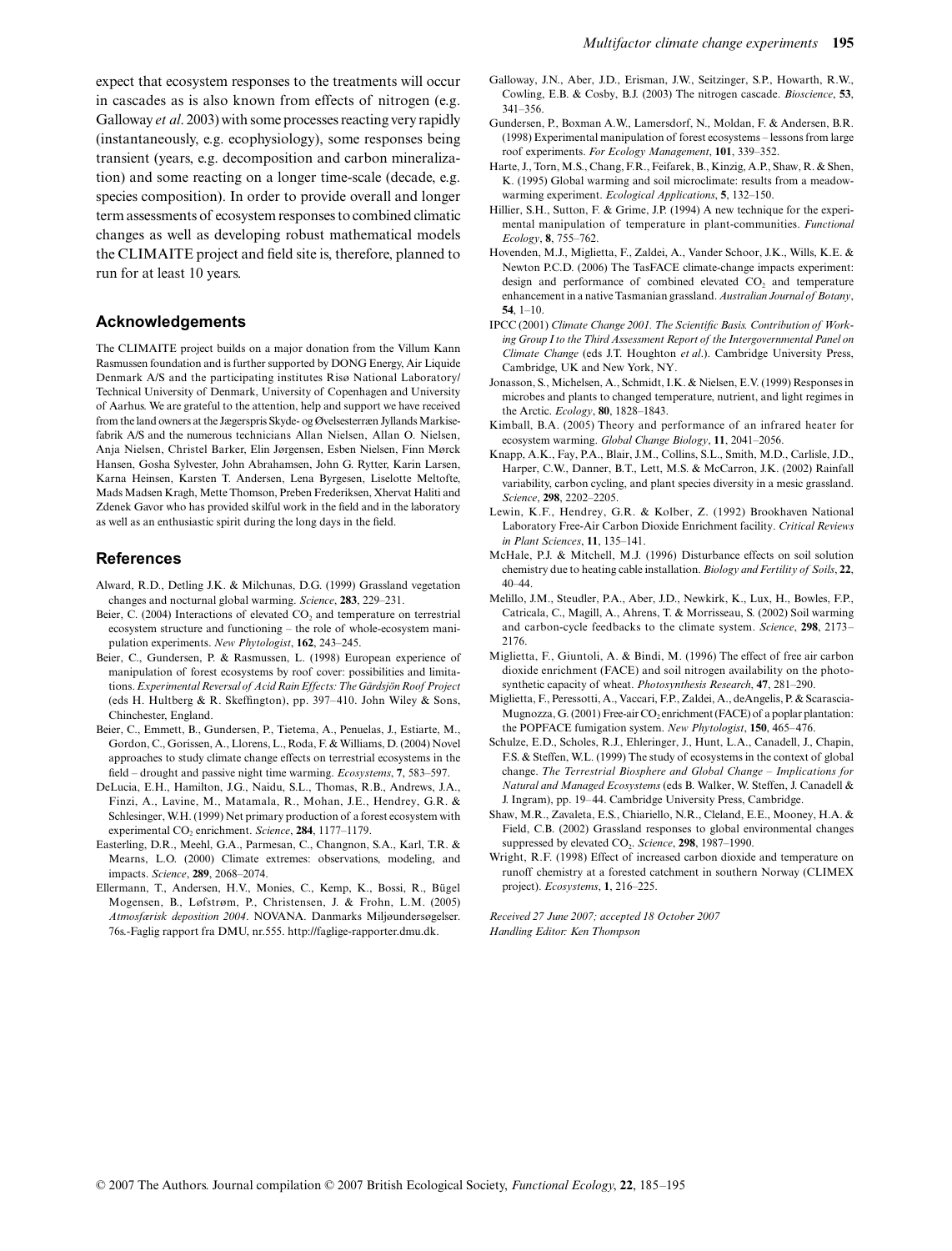expect that ecosystem responses to the treatments will occur in cascades as is also known from effects of nitrogen (e.g. Galloway *et al*. 2003) with some processes reacting very rapidly (instantaneously, e.g. ecophysiology), some responses being transient (years, e.g. decomposition and carbon mineralization) and some reacting on a longer time-scale (decade, e.g. species composition). In order to provide overall and longer term assessments of ecosystem responses to combined climatic changes as well as developing robust mathematical models the CLIMAITE project and field site is, therefore, planned to run for at least 10 years.

## Acknowledgements

The CLIMAITE project builds on a major donation from the Villum Kann Rasmussen foundation and is further supported by DONG Energy, Air Liquide Denmark A/S and the participating institutes Risø National Laboratory/Technical University of Denmark, University of Copenhagen and University of Aarhus. We are grateful to the attention, help and support we have received from the land owners at the Jægerspris Skyde- og Øvelsesterræn Jyllands Markisefabrik A/S and the numerous technicians Allan Nielsen, Allan O. Nielsen, Anja Nielsen, Christel Barker, Elin Jørgensen, Esben Nielsen, Finn Mørck Hansen, Gosha Sylvester, John Abrahamsen, John G. Rytter, Karin Larsen, Karna Heinsen, Karsten T. Andersen, Lena Byrgesen, Liselotte Meltofte, Mads Madsen Kragh, Mette Thomson, Preben Frederiksen, Xhervat Haliti and Zdenek Gavor who has provided skilful work in the field and in the laboratory as well as an enthusiastic spirit during the long days in the field.

## References

Alward, R.D., Detling J.K. & Milchunas, D.G. (1999) Grassland vegetation changes and nocturnal global warming. *Science*, **283**, 229–231.

Beier, C. (2004) Interactions of elevated $CO_2$ and temperature on terrestrial ecosystem structure and functioning – the role of whole-ecosystem manipulation experiments. *New Phytologist*, **162**, 243–245.

Beier, C., Gundersen, P. & Rasmussen, L. (1998) European experience of manipulation of forest ecosystems by roof cover: possibilities and limitations. *Experimental Reversal of Acid Rain Effects: The Gårdsjön Roof Project* (eds H. Hultberg & R. Skeffington), pp. 397–410. John Wiley & Sons, Chinchester, England.

Beier, C., Emmett, B., Gundersen, P., Tietema, A., Penuelas, J., Estiarte, M., Gordon, C., Gorissen, A., Llorens, L., Roda, F. & Williams, D. (2004) Novel approaches to study climate change effects on terrestrial ecosystems in the field – drought and passive night time warming. *Ecosystems*, **7**, 583–597.

DeLucia, E.H., Hamilton, J.G., Naidu, S.L., Thomas, R.B., Andrews, J.A., Finzi, A., Lavine, M., Matamala, R., Mohan, J.E., Hendrey, G.R. & Schlesinger, W.H. (1999) Net primary production of a forest ecosystem with experimental $CO_2$ enrichment. *Science*, **284**, 1177–1179.

Easterling, D.R., Meehl, G.A., Parmesan, C., Changnon, S.A., Karl, T.R. & Mearns, L.O. (2000) Climate extremes: observations, modeling, and impacts. *Science*, **289**, 2068–2074.

Ellermann, T., Andersen, H.V., Monies, C., Kemp, K., Bossi, R., Bügel Mogensen, B., Løfstrøm, P., Christensen, J. & Frohn, L.M. (2005) *Atmosfærisk deposition 2004*. NOVANA. Danmarks Miljøundersøgelser. 76s.-Faglig rapport fra DMU, nr.555. http://faglige-rapporter.dmu.dk.

Galloway, J.N., Aber, J.D., Erisman, J.W., Seitzinger, S.P., Howarth, R.W., Cowling, E.B. & Cosby, B.J. (2003) The nitrogen cascade. *Bioscience*, **53**, 341–356.

Gundersen, P., Boxman A.W., Lamersdorf, N., Moldan, F. & Andersen, B.R. (1998) Experimental manipulation of forest ecosystems – lessons from large roof experiments. *For Ecology Management*, **101**, 339–352.

Harte, J., Torn, M.S., Chang, F.R., Feifarek, B., Kinzig, A.P., Shaw, R. & Shen, K. (1995) Global warming and soil microclimate: results from a meadow-warming experiment. *Ecological Applications*, **5**, 132–150.

Hillier, S.H., Sutton, F. & Grime, J.P. (1994) A new technique for the experimental manipulation of temperature in plant-communities. *Functional Ecology*, **8**, 755–762.

Hovenden, M.J., Miglietta, F., Zaldei, A., Vander Schoor, J.K., Wills, K.E. & Newton P.C.D. (2006) The TasFACE climate-change impacts experiment: design and performance of combined elevated $CO_2$ and temperature enhancement in a native Tasmanian grassland. *Australian Journal of Botany*, **54**, 1–10.

IPCC (2001) *Climate Change 2001. The Scientific Basis. Contribution of Working Group I to the Third Assessment Report of the Intergovernmental Panel on Climate Change* (eds J.T. Houghton *et al*.). Cambridge University Press, Cambridge, UK and New York, NY.

Jonasson, S., Michelsen, A., Schmidt, I.K. & Nielsen, E.V. (1999) Responses in microbes and plants to changed temperature, nutrient, and light regimes in the Arctic. *Ecology*, **80**, 1828–1843.

Kimball, B.A. (2005) Theory and performance of an infrared heater for ecosystem warming. *Global Change Biology*, **11**, 2041–2056.

Knapp, A.K., Fay, P.A., Blair, J.M., Collins, S.L., Smith, M.D., Carlisle, J.D., Harper, C.W., Danner, B.T., Lett, M.S. & McCarron, J.K. (2002) Rainfall variability, carbon cycling, and plant species diversity in a mesic grassland. *Science*, **298**, 2202–2205.

Lewin, K.F., Hendrey, G.R. & Kolber, Z. (1992) Brookhaven National Laboratory Free-Air Carbon Dioxide Enrichment facility. *Critical Reviews in Plant Sciences*, **11**, 135–141.

McHale, P.J. & Mitchell, M.J. (1996) Disturbance effects on soil solution chemistry due to heating cable installation. *Biology and Fertility of Soils*, **22**, 40–44.

Melillo, J.M., Steudler, P.A., Aber, J.D., Newkirk, K., Lux, H., Bowles, F.P., Catricala, C., Magill, A., Ahrens, T. & Morrisseau, S. (2002) Soil warming and carbon-cycle feedbacks to the climate system. *Science*, **298**, 2173–2176.

Miglietta, F., Giuntoli, A. & Bindi, M. (1996) The effect of free air carbon dioxide enrichment (FACE) and soil nitrogen availability on the photosynthetic capacity of wheat. *Photosynthesis Research*, **47**, 281–290.

Miglietta, F., Peressotti, A., Vaccari, F.P., Zaldei, A., deAngelis, P. & Scarascia-Mugnozza, G. (2001) Free-air $CO_2$ enrichment (FACE) of a poplar plantation: the POPFACE fumigation system. *New Phytologist*, **150**, 465–476.

Schulze, E.D., Scholes, R.J., Ehleringer, J., Hunt, L.A., Canadell, J., Chapin, F.S. & Steffen, W.L. (1999) The study of ecosystems in the context of global change. *The Terrestrial Biosphere and Global Change – Implications for Natural and Managed Ecosystems* (eds B. Walker, W. Steffen, J. Canadell & J. Ingram), pp. 19–44. Cambridge University Press, Cambridge.

Shaw, M.R., Zavaleta, E.S., Chiariello, N.R., Cleland, E.E., Mooney, H.A. & Field, C.B. (2002) Grassland responses to global environmental changes suppressed by elevated $CO_2$. *Science*, **298**, 1987–1990.

Wright, R.F. (1998) Effect of increased carbon dioxide and temperature on runoff chemistry at a forested catchment in southern Norway (CLIMEX project). *Ecosystems*, **1**, 216–225.

*Received 27 June 2007; accepted 18 October 2007*
*Handling Editor: Ken Thompson*